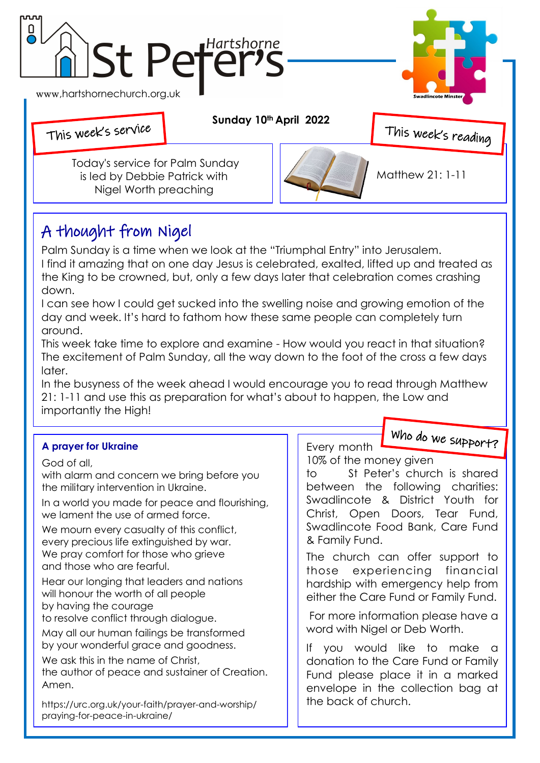# St Peter's Hartshorne

www,hartshornechurch.org.uk

Swadlincote Minster

**Sunday 10th April 2022**

## This week's service

Today's service for Palm Sunday is led by Debbie Patrick with Nigel Worth preaching

## This week's reading

Matthew 21: 1-11

## A thought from Nigel

Palm Sunday is a time when we look at the "Triumphal Entry" into Jerusalem.
I find it amazing that on one day Jesus is celebrated, exalted, lifted up and treated as the King to be crowned, but, only a few days later that celebration comes crashing down.
I can see how I could get sucked into the swelling noise and growing emotion of the day and week. It's hard to fathom how these same people can completely turn around.
This week take time to explore and examine - How would you react in that situation? The excitement of Palm Sunday, all the way down to the foot of the cross a few days later.
In the busyness of the week ahead I would encourage you to read through Matthew 21: 1-11 and use this as preparation for what's about to happen, the Low and importantly the High!

### A prayer for Ukraine

God of all,
with alarm and concern we bring before you
the military intervention in Ukraine.

In a world you made for peace and flourishing,
we lament the use of armed force.

We mourn every casualty of this conflict,
every precious life extinguished by war.
We pray comfort for those who grieve
and those who are fearful.

Hear our longing that leaders and nations
will honour the worth of all people
by having the courage
to resolve conflict through dialogue.

May all our human failings be transformed
by your wonderful grace and goodness.

We ask this in the name of Christ,
the author of peace and sustainer of Creation.
Amen.

https://urc.org.uk/your-faith/prayer-and-worship/praying-for-peace-in-ukraine/

## Who do we support?

Every month 10% of the money given to St Peter's church is shared between the following charities: Swadlincote & District Youth for Christ, Open Doors, Tear Fund, Swadlincote Food Bank, Care Fund & Family Fund.

The church can offer support to those experiencing financial hardship with emergency help from either the Care Fund or Family Fund.

For more information please have a word with Nigel or Deb Worth.

If you would like to make a donation to the Care Fund or Family Fund please place it in a marked envelope in the collection bag at the back of church.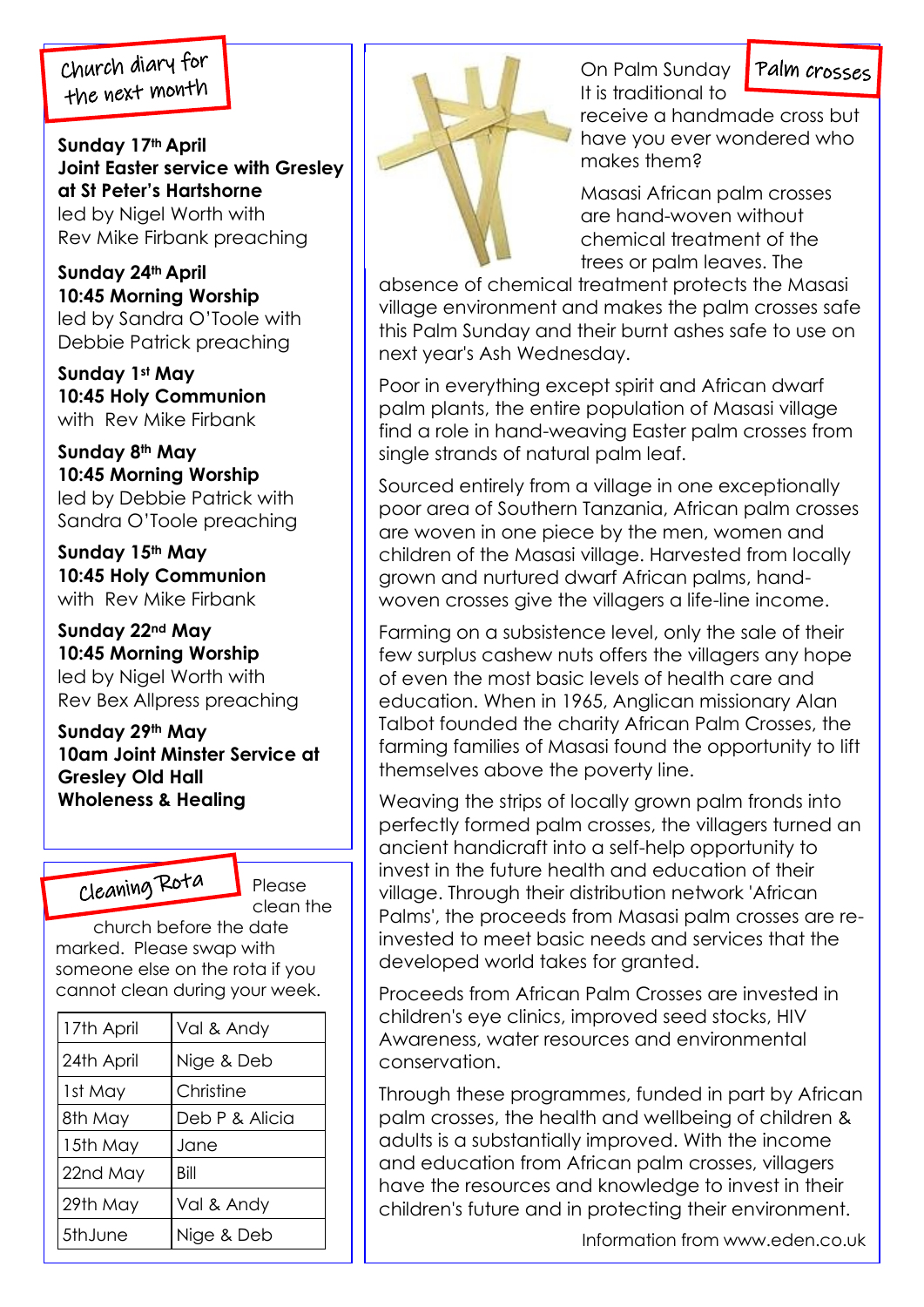## Church diary for the next month

**Sunday 17th April**
**Joint Easter service with Gresley at St Peter's Hartshorne**
led by Nigel Worth with Rev Mike Firbank preaching

**Sunday 24th April**
**10:45 Morning Worship**
led by Sandra O'Toole with Debbie Patrick preaching

**Sunday 1st May**
**10:45 Holy Communion**
with Rev Mike Firbank

**Sunday 8th May**
**10:45 Morning Worship**
led by Debbie Patrick with Sandra O'Toole preaching

**Sunday 15th May**
**10:45 Holy Communion**
with Rev Mike Firbank

**Sunday 22nd May**
**10:45 Morning Worship**
led by Nigel Worth with Rev Bex Allpress preaching

**Sunday 29th May**
**10am Joint Minster Service at Gresley Old Hall**
**Wholeness & Healing**

## Cleaning Rota

Please clean the church before the date marked. Please swap with someone else on the rota if you cannot clean during your week.

| | |
|---|---|
| 17th April | Val & Andy |
| 24th April | Nige & Deb |
| 1st May | Christine |
| 8th May | Deb P & Alicia |
| 15th May | Jane |
| 22nd May | Bill |
| 29th May | Val & Andy |
| 5thJune | Nige & Deb |

## Palm crosses

On Palm Sunday It is traditional to receive a handmade cross but have you ever wondered who makes them?

Masasi African palm crosses are hand-woven without chemical treatment of the trees or palm leaves. The absence of chemical treatment protects the Masasi village environment and makes the palm crosses safe this Palm Sunday and their burnt ashes safe to use on next year's Ash Wednesday.

Poor in everything except spirit and African dwarf palm plants, the entire population of Masasi village find a role in hand-weaving Easter palm crosses from single strands of natural palm leaf.

Sourced entirely from a village in one exceptionally poor area of Southern Tanzania, African palm crosses are woven in one piece by the men, women and children of the Masasi village. Harvested from locally grown and nurtured dwarf African palms, hand-woven crosses give the villagers a life-line income.

Farming on a subsistence level, only the sale of their few surplus cashew nuts offers the villagers any hope of even the most basic levels of health care and education. When in 1965, Anglican missionary Alan Talbot founded the charity African Palm Crosses, the farming families of Masasi found the opportunity to lift themselves above the poverty line.

Weaving the strips of locally grown palm fronds into perfectly formed palm crosses, the villagers turned an ancient handicraft into a self-help opportunity to invest in the future health and education of their village. Through their distribution network 'African Palms', the proceeds from Masasi palm crosses are re-invested to meet basic needs and services that the developed world takes for granted.

Proceeds from African Palm Crosses are invested in children's eye clinics, improved seed stocks, HIV Awareness, water resources and environmental conservation.

Through these programmes, funded in part by African palm crosses, the health and wellbeing of children & adults is a substantially improved. With the income and education from African palm crosses, villagers have the resources and knowledge to invest in their children's future and in protecting their environment.

Information from www.eden.co.uk